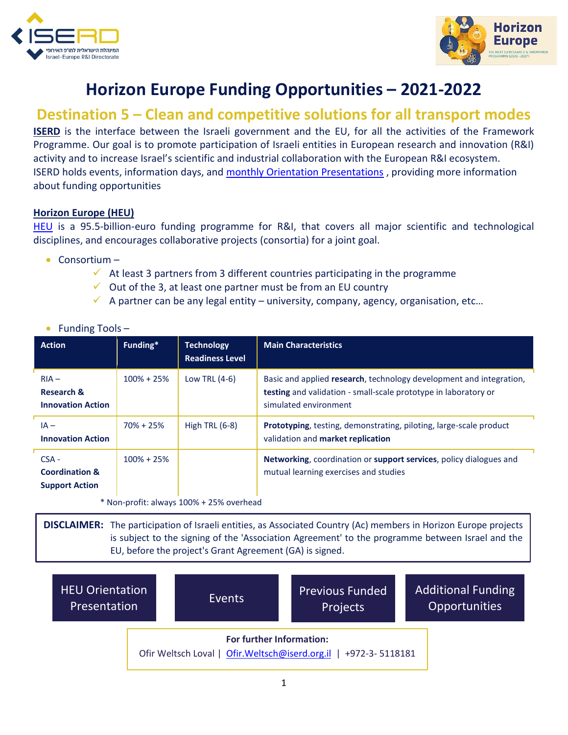# Horizon Europe Funding Opportunities – 2021-2022

## Destination 5 – Clean and competitive solutions for all transport modes

**ISERD** is the interface between the Israeli government and the EU, for all the activities of the Framework Programme. Our goal is to promote participation of Israeli entities in European research and innovation (R&I) activity and to increase Israel's scientific and industrial collaboration with the European R&I ecosystem. ISERD holds events, information days, and monthly Orientation Presentations , providing more information about funding opportunities

### Horizon Europe (HEU)

HEU is a 95.5-billion-euro funding programme for R&I, that covers all major scientific and technological disciplines, and encourages collaborative projects (consortia) for a joint goal.

- Consortium –
  - ✓ At least 3 partners from 3 different countries participating in the programme
  - ✓ Out of the 3, at least one partner must be from an EU country
  - ✓ A partner can be any legal entity – university, company, agency, organisation, etc…
- Funding Tools –

| Action | Funding* | Technology Readiness Level | Main Characteristics |
|---|---|---|---|
| RIA – **Research & Innovation Action** | 100% + 25% | Low TRL (4-6) | Basic and applied **research**, technology development and integration, **testing** and validation - small-scale prototype in laboratory or simulated environment |
| IA – **Innovation Action** | 70% + 25% | High TRL (6-8) | **Prototyping**, testing, demonstrating, piloting, large-scale product validation and **market replication** |
| CSA - **Coordination & Support Action** | 100% + 25% | | **Networking**, coordination or **support services**, policy dialogues and mutual learning exercises and studies |

\* Non-profit: always 100% + 25% overhead

**DISCLAIMER:** The participation of Israeli entities, as Associated Country (Ac) members in Horizon Europe projects is subject to the signing of the 'Association Agreement' to the programme between Israel and the EU, before the project's Grant Agreement (GA) is signed.

HEU Orientation Presentation | Events | Previous Funded Projects | Additional Funding Opportunities

**For further Information:**
Ofir Weltsch Loval | Ofir.Weltsch@iserd.org.il | +972-3- 5118181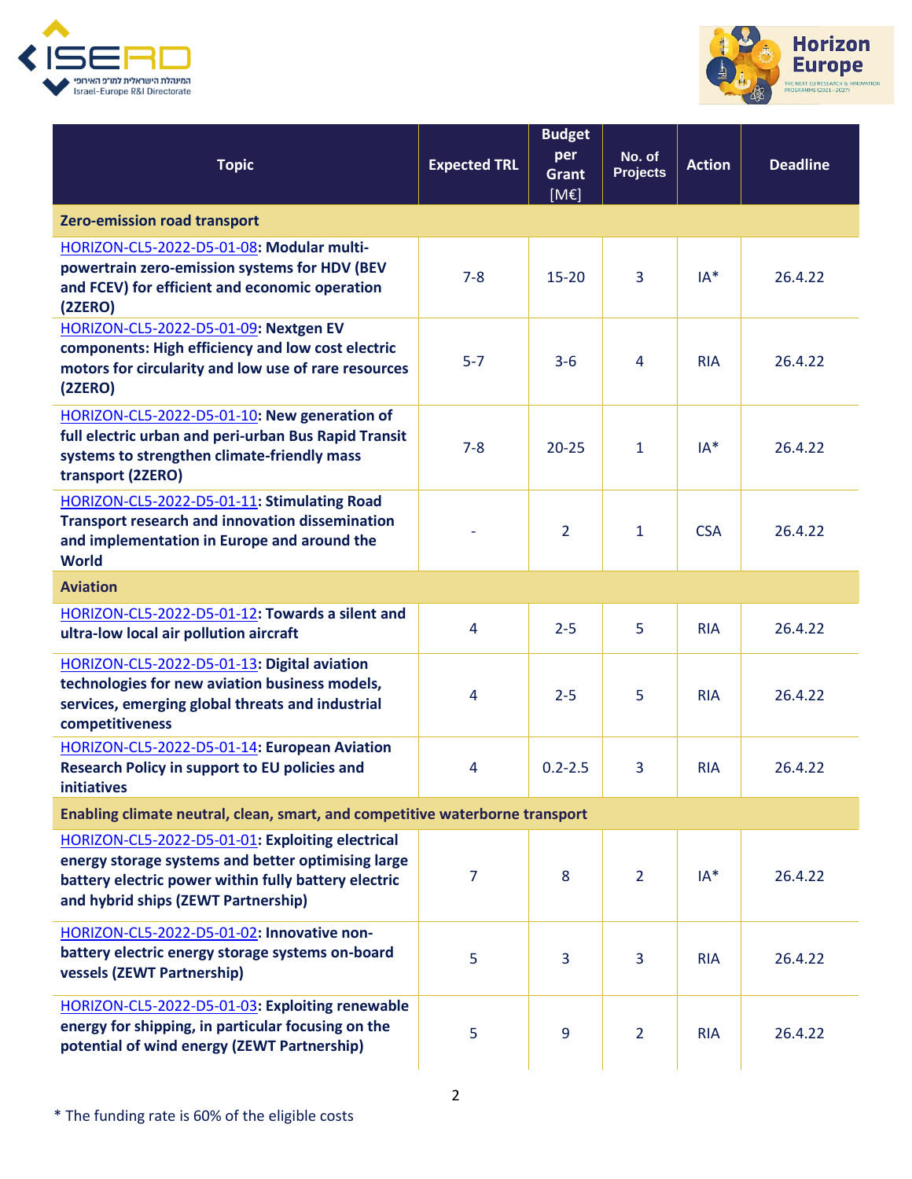| Topic | Expected TRL | Budget per Grant [M€] | No. of Projects | Action | Deadline |
|---|---|---|---|---|---|
| **Zero-emission road transport** | | | | | |
| HORIZON-CL5-2022-D5-01-08: **Modular multi-powertrain zero-emission systems for HDV (BEV and FCEV) for efficient and economic operation (2ZERO)** | 7-8 | 15-20 | 3 | IA* | 26.4.22 |
| HORIZON-CL5-2022-D5-01-09: **Nextgen EV components: High efficiency and low cost electric motors for circularity and low use of rare resources (2ZERO)** | 5-7 | 3-6 | 4 | RIA | 26.4.22 |
| HORIZON-CL5-2022-D5-01-10: **New generation of full electric urban and peri-urban Bus Rapid Transit systems to strengthen climate-friendly mass transport (2ZERO)** | 7-8 | 20-25 | 1 | IA* | 26.4.22 |
| HORIZON-CL5-2022-D5-01-11: **Stimulating Road Transport research and innovation dissemination and implementation in Europe and around the World** | - | 2 | 1 | CSA | 26.4.22 |
| **Aviation** | | | | | |
| HORIZON-CL5-2022-D5-01-12: **Towards a silent and ultra-low local air pollution aircraft** | 4 | 2-5 | 5 | RIA | 26.4.22 |
| HORIZON-CL5-2022-D5-01-13: **Digital aviation technologies for new aviation business models, services, emerging global threats and industrial competitiveness** | 4 | 2-5 | 5 | RIA | 26.4.22 |
| HORIZON-CL5-2022-D5-01-14: **European Aviation Research Policy in support to EU policies and initiatives** | 4 | 0.2-2.5 | 3 | RIA | 26.4.22 |
| **Enabling climate neutral, clean, smart, and competitive waterborne transport** | | | | | |
| HORIZON-CL5-2022-D5-01-01: **Exploiting electrical energy storage systems and better optimising large battery electric power within fully battery electric and hybrid ships (ZEWT Partnership)** | 7 | 8 | 2 | IA* | 26.4.22 |
| HORIZON-CL5-2022-D5-01-02: **Innovative non-battery electric energy storage systems on-board vessels (ZEWT Partnership)** | 5 | 3 | 3 | RIA | 26.4.22 |
| HORIZON-CL5-2022-D5-01-03: **Exploiting renewable energy for shipping, in particular focusing on the potential of wind energy (ZEWT Partnership)** | 5 | 9 | 2 | RIA | 26.4.22 |

* The funding rate is 60% of the eligible costs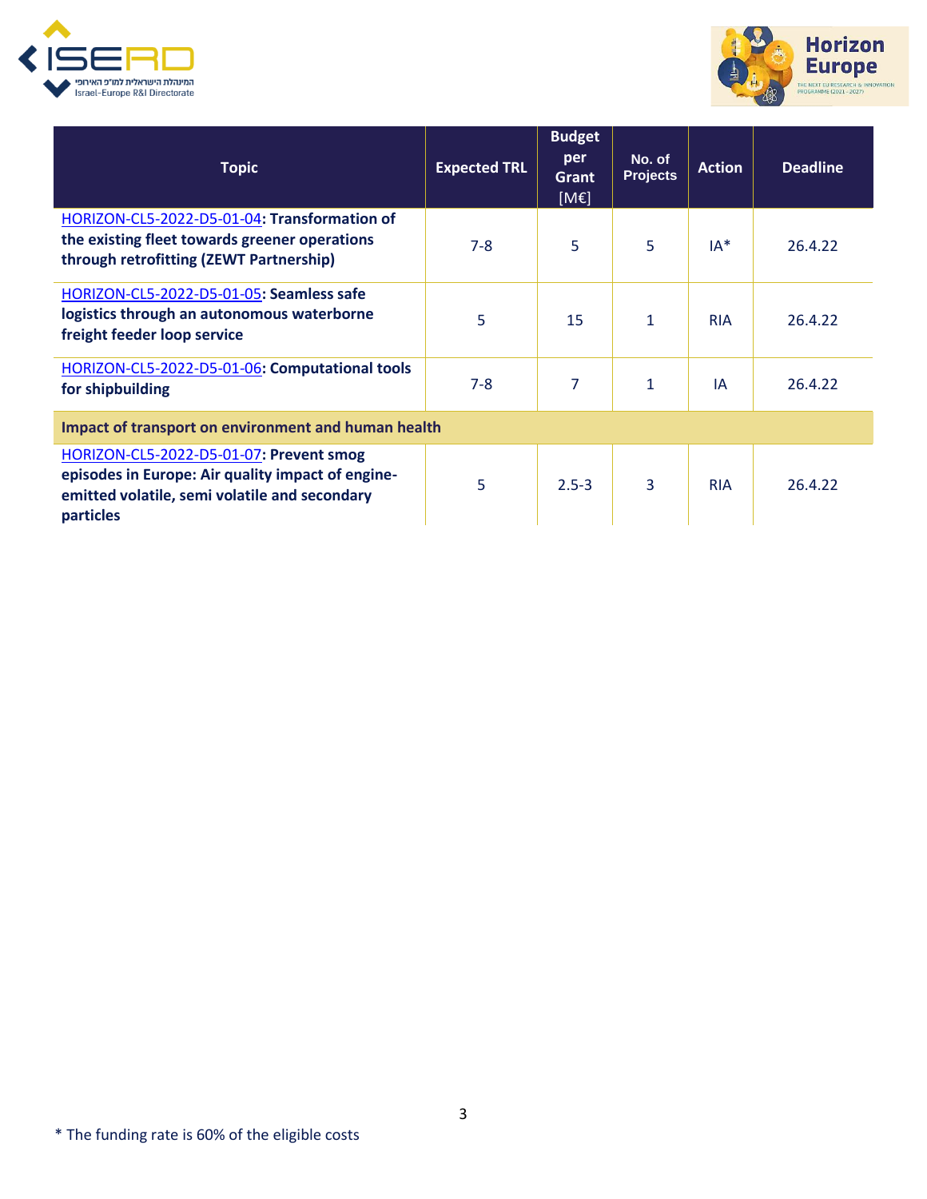| Topic | Expected TRL | Budget per Grant [M€] | No. of Projects | Action | Deadline |
|---|---|---|---|---|---|
| HORIZON-CL5-2022-D5-01-04: **Transformation of the existing fleet towards greener operations through retrofitting (ZEWT Partnership)** | 7-8 | 5 | 5 | IA* | 26.4.22 |
| HORIZON-CL5-2022-D5-01-05: **Seamless safe logistics through an autonomous waterborne freight feeder loop service** | 5 | 15 | 1 | RIA | 26.4.22 |
| HORIZON-CL5-2022-D5-01-06: **Computational tools for shipbuilding** | 7-8 | 7 | 1 | IA | 26.4.22 |
| **Impact of transport on environment and human health** | | | | | |
| HORIZON-CL5-2022-D5-01-07: **Prevent smog episodes in Europe: Air quality impact of engine-emitted volatile, semi volatile and secondary particles** | 5 | 2.5-3 | 3 | RIA | 26.4.22 |

* The funding rate is 60% of the eligible costs